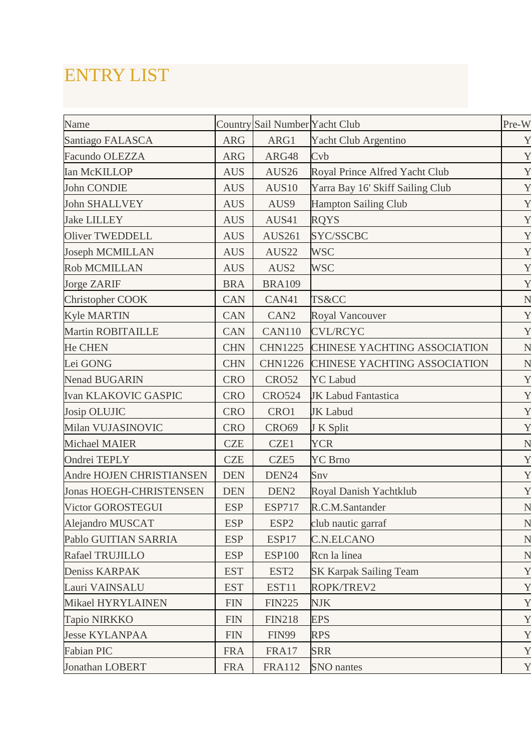# ENTRY LIST

| Name | Country | Sail Number | Yacht Club | Pre-W |
|---|---|---|---|---|
| Santiago FALASCA | ARG | ARG1 | Yacht Club Argentino | Y |
| Facundo OLEZZA | ARG | ARG48 | Cvb | Y |
| Ian McKILLOP | AUS | AUS26 | Royal Prince Alfred Yacht Club | Y |
| John CONDIE | AUS | AUS10 | Yarra Bay 16' Skiff Sailing Club | Y |
| John SHALLVEY | AUS | AUS9 | Hampton Sailing Club | Y |
| Jake LILLEY | AUS | AUS41 | RQYS | Y |
| Oliver TWEDDELL | AUS | AUS261 | SYC/SSCBC | Y |
| Joseph MCMILLAN | AUS | AUS22 | WSC | Y |
| Rob MCMILLAN | AUS | AUS2 | WSC | Y |
| Jorge ZARIF | BRA | BRA109 | | Y |
| Christopher COOK | CAN | CAN41 | TS&CC | N |
| Kyle MARTIN | CAN | CAN2 | Royal Vancouver | Y |
| Martin ROBITAILLE | CAN | CAN110 | CVL/RCYC | Y |
| He CHEN | CHN | CHN1225 | CHINESE YACHTING ASSOCIATION | N |
| Lei GONG | CHN | CHN1226 | CHINESE YACHTING ASSOCIATION | N |
| Nenad BUGARIN | CRO | CRO52 | YC Labud | Y |
| Ivan KLAKOVIC GASPIC | CRO | CRO524 | JK Labud Fantastica | Y |
| Josip OLUJIC | CRO | CRO1 | JK Labud | Y |
| Milan VUJASINOVIC | CRO | CRO69 | J K Split | Y |
| Michael MAIER | CZE | CZE1 | YCR | N |
| Ondrei TEPLY | CZE | CZE5 | YC Brno | Y |
| Andre HOJEN CHRISTIANSEN | DEN | DEN24 | Snv | Y |
| Jonas HOEGH-CHRISTENSEN | DEN | DEN2 | Royal Danish Yachtklub | Y |
| Victor GOROSTEGUI | ESP | ESP717 | R.C.M.Santander | N |
| Alejandro MUSCAT | ESP | ESP2 | club nautic garraf | N |
| Pablo GUITIAN SARRIA | ESP | ESP17 | C.N.ELCANO | N |
| Rafael TRUJILLO | ESP | ESP100 | Rcn la linea | N |
| Deniss KARPAK | EST | EST2 | SK Karpak Sailing Team | Y |
| Lauri VAINSALU | EST | EST11 | ROPK/TREV2 | Y |
| Mikael HYRYLAINEN | FIN | FIN225 | NJK | Y |
| Tapio NIRKKO | FIN | FIN218 | EPS | Y |
| Jesse KYLANPAA | FIN | FIN99 | RPS | Y |
| Fabian PIC | FRA | FRA17 | SRR | Y |
| Jonathan LOBERT | FRA | FRA112 | SNO nantes | Y |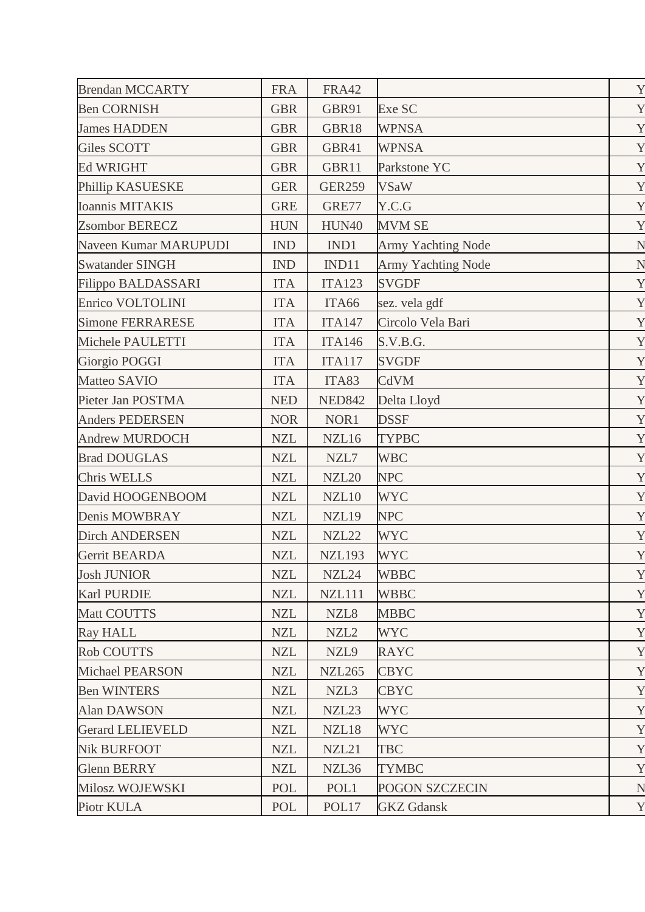| | | | | |
|---|---|---|---|---|
| Brendan MCCARTY | FRA | FRA42 | | Y |
| Ben CORNISH | GBR | GBR91 | Exe SC | Y |
| James HADDEN | GBR | GBR18 | WPNSA | Y |
| Giles SCOTT | GBR | GBR41 | WPNSA | Y |
| Ed WRIGHT | GBR | GBR11 | Parkstone YC | Y |
| Phillip KASUESKE | GER | GER259 | VSaW | Y |
| Ioannis MITAKIS | GRE | GRE77 | Y.C.G | Y |
| Zsombor BERECZ | HUN | HUN40 | MVM SE | Y |
| Naveen Kumar MARUPUDI | IND | IND1 | Army Yachting Node | N |
| Swatander SINGH | IND | IND11 | Army Yachting Node | N |
| Filippo BALDASSARI | ITA | ITA123 | SVGDF | Y |
| Enrico VOLTOLINI | ITA | ITA66 | sez. vela gdf | Y |
| Simone FERRARESE | ITA | ITA147 | Circolo Vela Bari | Y |
| Michele PAULETTI | ITA | ITA146 | S.V.B.G. | Y |
| Giorgio POGGI | ITA | ITA117 | SVGDF | Y |
| Matteo SAVIO | ITA | ITA83 | CdVM | Y |
| Pieter Jan POSTMA | NED | NED842 | Delta Lloyd | Y |
| Anders PEDERSEN | NOR | NOR1 | DSSF | Y |
| Andrew MURDOCH | NZL | NZL16 | TYPBC | Y |
| Brad DOUGLAS | NZL | NZL7 | WBC | Y |
| Chris WELLS | NZL | NZL20 | NPC | Y |
| David HOOGENBOOM | NZL | NZL10 | WYC | Y |
| Denis MOWBRAY | NZL | NZL19 | NPC | Y |
| Dirch ANDERSEN | NZL | NZL22 | WYC | Y |
| Gerrit BEARDA | NZL | NZL193 | WYC | Y |
| Josh JUNIOR | NZL | NZL24 | WBBC | Y |
| Karl PURDIE | NZL | NZL111 | WBBC | Y |
| Matt COUTTS | NZL | NZL8 | MBBC | Y |
| Ray HALL | NZL | NZL2 | WYC | Y |
| Rob COUTTS | NZL | NZL9 | RAYC | Y |
| Michael PEARSON | NZL | NZL265 | CBYC | Y |
| Ben WINTERS | NZL | NZL3 | CBYC | Y |
| Alan DAWSON | NZL | NZL23 | WYC | Y |
| Gerard LELIEVELD | NZL | NZL18 | WYC | Y |
| Nik BURFOOT | NZL | NZL21 | TBC | Y |
| Glenn BERRY | NZL | NZL36 | TYMBC | Y |
| Milosz WOJEWSKI | POL | POL1 | POGON SZCZECIN | N |
| Piotr KULA | POL | POL17 | GKZ Gdansk | Y |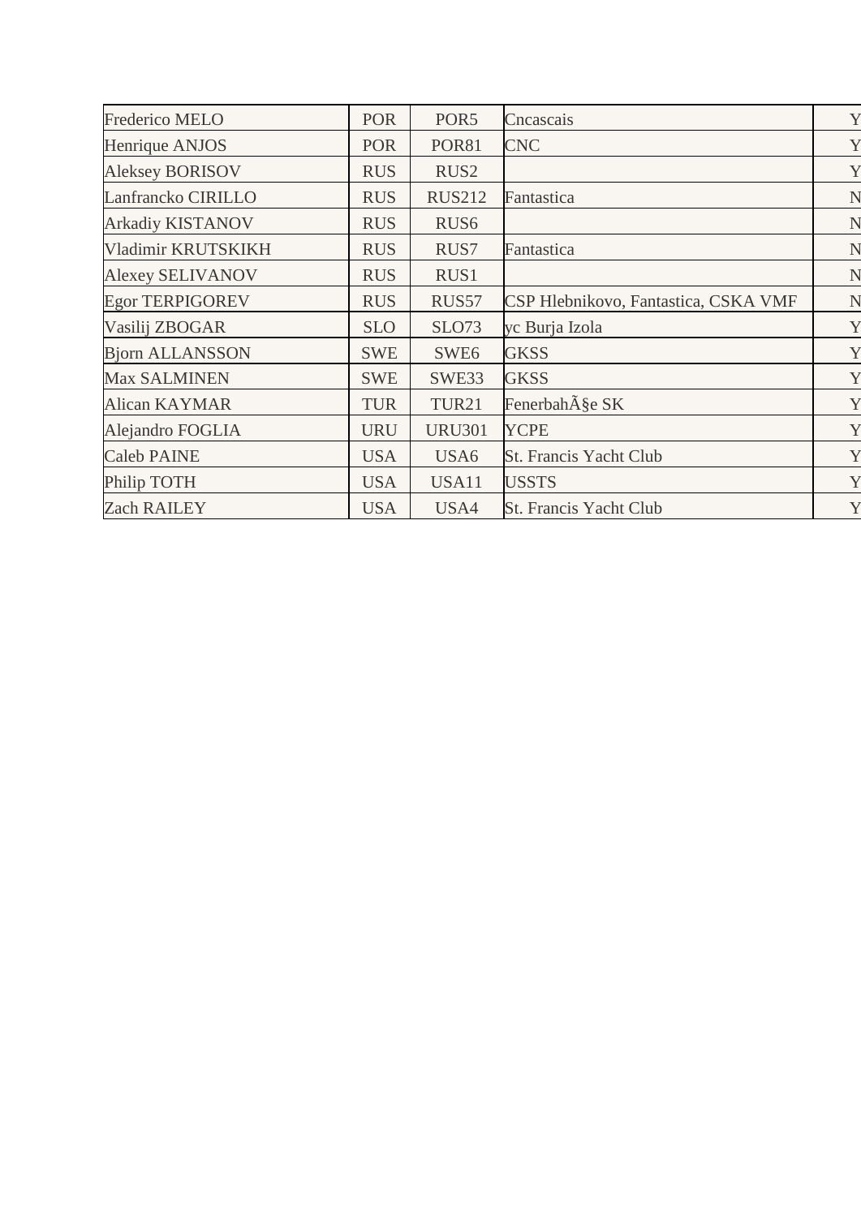| | | | | |
|---|---|---|---|---|
| Frederico MELO | POR | POR5 | Cncascais | Y |
| Henrique ANJOS | POR | POR81 | CNC | Y |
| Aleksey BORISOV | RUS | RUS2 | | Y |
| Lanfrancko CIRILLO | RUS | RUS212 | Fantastica | N |
| Arkadiy KISTANOV | RUS | RUS6 | | N |
| Vladimir KRUTSKIKH | RUS | RUS7 | Fantastica | N |
| Alexey SELIVANOV | RUS | RUS1 | | N |
| Egor TERPIGOREV | RUS | RUS57 | CSP Hlebnikovo, Fantastica, CSKA VMF | N |
| Vasilij ZBOGAR | SLO | SLO73 | yc Burja Izola | Y |
| Bjorn ALLANSSON | SWE | SWE6 | GKSS | Y |
| Max SALMINEN | SWE | SWE33 | GKSS | Y |
| Alican KAYMAR | TUR | TUR21 | FenerbahÃ§e SK | Y |
| Alejandro FOGLIA | URU | URU301 | YCPE | Y |
| Caleb PAINE | USA | USA6 | St. Francis Yacht Club | Y |
| Philip TOTH | USA | USA11 | USSTS | Y |
| Zach RAILEY | USA | USA4 | St. Francis Yacht Club | Y |